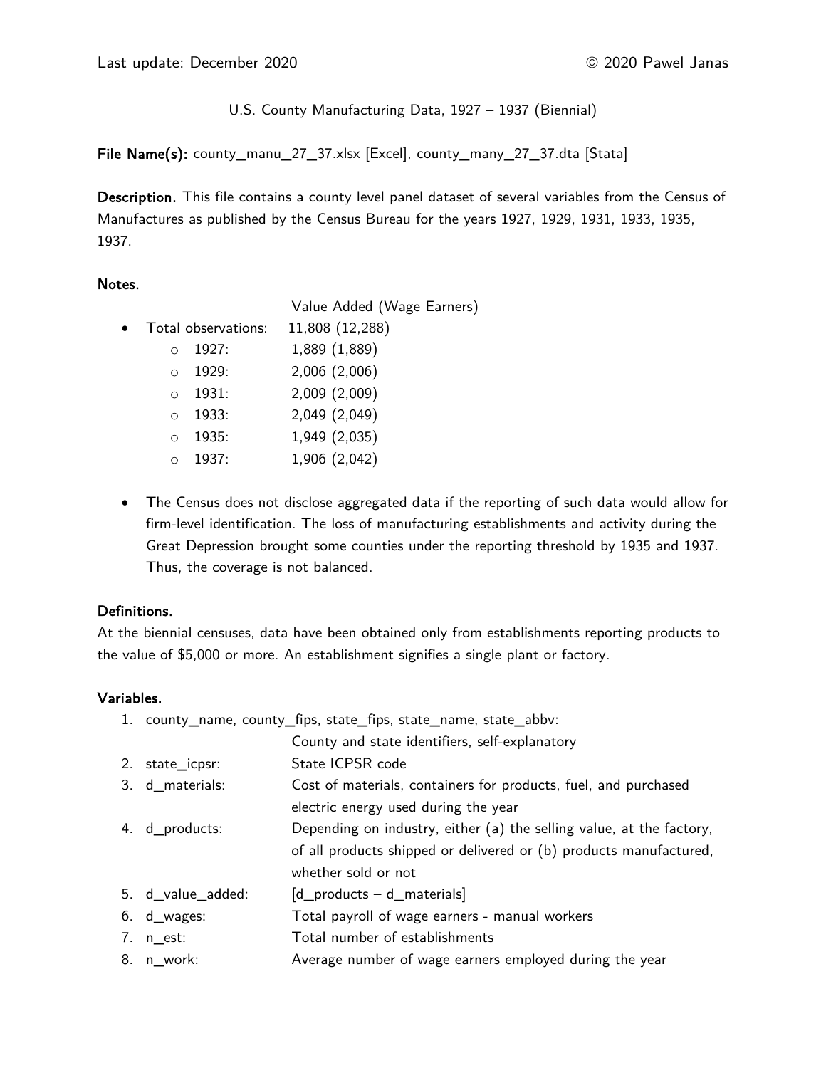Last update: December 2020 © 2020 Pawel Janas

U.S. County Manufacturing Data, 1927 – 1937 (Biennial)

**File Name(s):** county_manu_27_37.xlsx [Excel], county_many_27_37.dta [Stata]

**Description.** This file contains a county level panel dataset of several variables from the Census of Manufactures as published by the Census Bureau for the years 1927, 1929, 1931, 1933, 1935, 1937.

**Notes.**

| | Value Added (Wage Earners) |
|---|---|
| Total observations: | 11,808 (12,288) |
| 1927: | 1,889 (1,889) |
| 1929: | 2,006 (2,006) |
| 1931: | 2,009 (2,009) |
| 1933: | 2,049 (2,049) |
| 1935: | 1,949 (2,035) |
| 1937: | 1,906 (2,042) |

- The Census does not disclose aggregated data if the reporting of such data would allow for firm-level identification. The loss of manufacturing establishments and activity during the Great Depression brought some counties under the reporting threshold by 1935 and 1937. Thus, the coverage is not balanced.

**Definitions.**
At the biennial censuses, data have been obtained only from establishments reporting products to the value of $5,000 or more. An establishment signifies a single plant or factory.

**Variables.**

1. county_name, county_fips, state_fips, state_name, state_abbv: County and state identifiers, self-explanatory
2. state_icpsr: State ICPSR code
3. d_materials: Cost of materials, containers for products, fuel, and purchased electric energy used during the year
4. d_products: Depending on industry, either (a) the selling value, at the factory, of all products shipped or delivered or (b) products manufactured, whether sold or not
5. d_value_added: [d_products – d_materials]
6. d_wages: Total payroll of wage earners - manual workers
7. n_est: Total number of establishments
8. n_work: Average number of wage earners employed during the year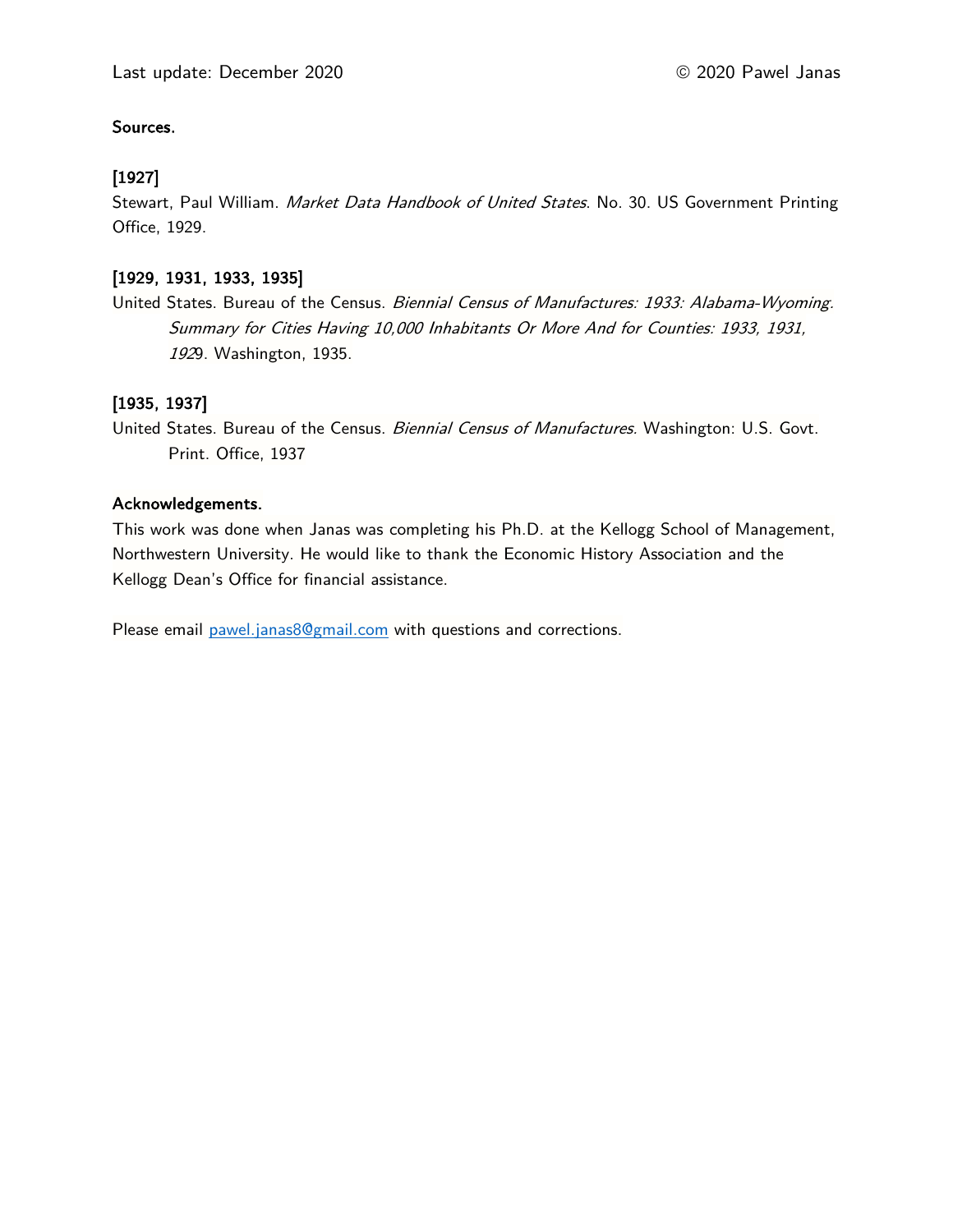Last update: December 2020 © 2020 Pawel Janas

**Sources.**

**[1927]**

Stewart, Paul William. *Market Data Handbook of United States*. No. 30. US Government Printing Office, 1929.

**[1929, 1931, 1933, 1935]**

United States. Bureau of the Census. *Biennial Census of Manufactures: 1933: Alabama-Wyoming. Summary for Cities Having 10,000 Inhabitants Or More And for Counties: 1933, 1931, 192*9. Washington, 1935.

**[1935, 1937]**

United States. Bureau of the Census. *Biennial Census of Manufactures.* Washington: U.S. Govt. Print. Office, 1937

**Acknowledgements.**

This work was done when Janas was completing his Ph.D. at the Kellogg School of Management, Northwestern University. He would like to thank the Economic History Association and the Kellogg Dean's Office for financial assistance.

Please email pawel.janas8@gmail.com with questions and corrections.